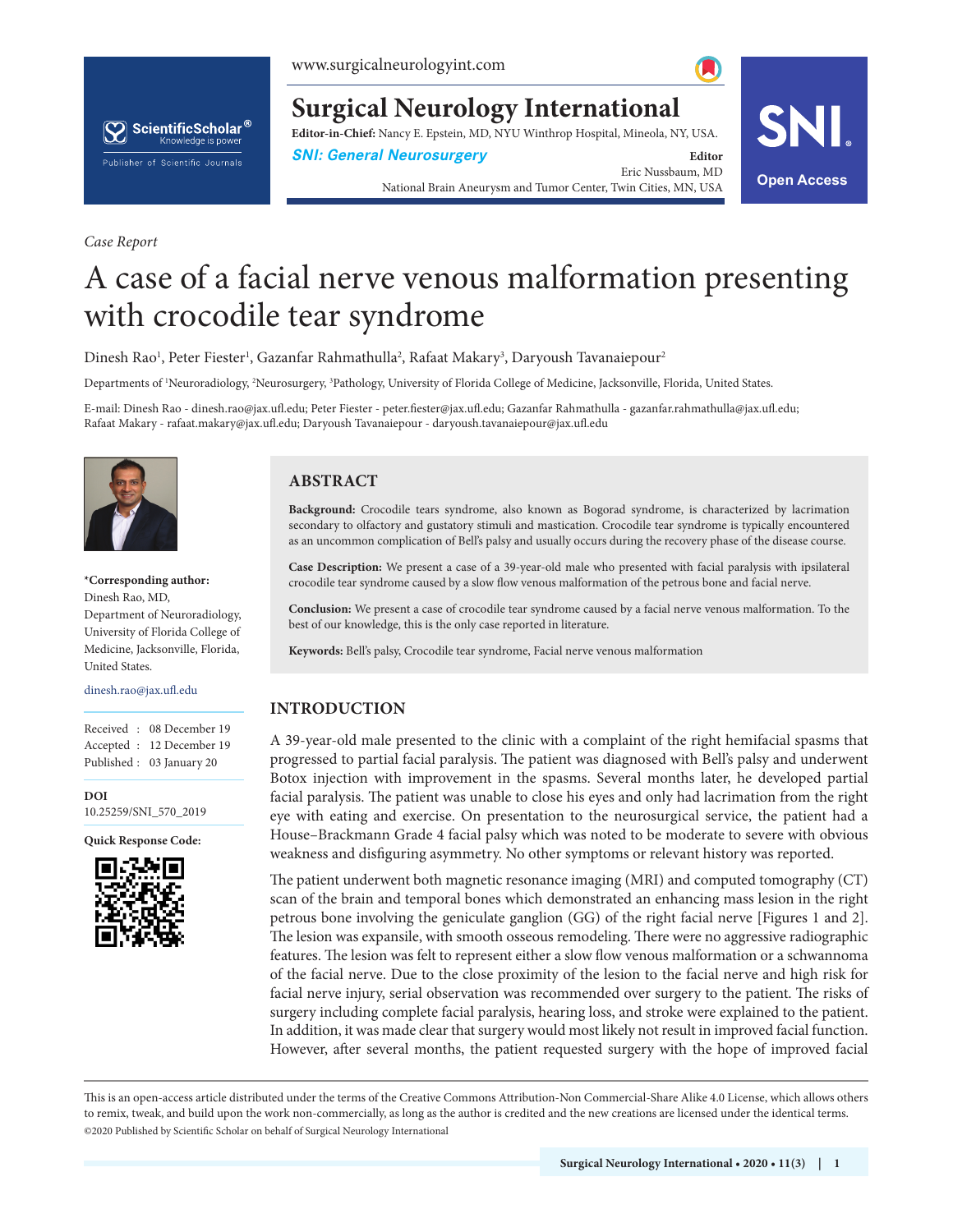*Case Report*

# A case of a facial nerve venous malformation presenting with crocodile tear syndrome

Dinesh Rao[1], Peter Fiester[1], Gazanfar Rahmathulla[2], Rafaat Makary[3], Daryoush Tavanaiepour[2]

Departments of [1]Neuroradiology, [2]Neurosurgery, [3]Pathology, University of Florida College of Medicine, Jacksonville, Florida, United States.

E-mail: Dinesh Rao - dinesh.rao@jax.ufl.edu; Peter Fiester - peter.fiester@jax.ufl.edu; Gazanfar Rahmathulla - gazanfar.rahmathulla@jax.ufl.edu; Rafaat Makary - rafaat.makary@jax.ufl.edu; Daryoush Tavanaiepour - daryoush.tavanaiepour@jax.ufl.edu

**\*Corresponding author:**
Dinesh Rao, MD,
Department of Neuroradiology, University of Florida College of Medicine, Jacksonville, Florida, United States.

dinesh.rao@jax.ufl.edu

Received : 08 December 19
Accepted : 12 December 19
Published : 03 January 20

**DOI**
10.25259/SNI_570_2019

**Quick Response Code:**

## ABSTRACT

**Background:** Crocodile tears syndrome, also known as Bogorad syndrome, is characterized by lacrimation secondary to olfactory and gustatory stimuli and mastication. Crocodile tear syndrome is typically encountered as an uncommon complication of Bell's palsy and usually occurs during the recovery phase of the disease course.

**Case Description:** We present a case of a 39-year-old male who presented with facial paralysis with ipsilateral crocodile tear syndrome caused by a slow flow venous malformation of the petrous bone and facial nerve.

**Conclusion:** We present a case of crocodile tear syndrome caused by a facial nerve venous malformation. To the best of our knowledge, this is the only case reported in literature.

**Keywords:** Bell's palsy, Crocodile tear syndrome, Facial nerve venous malformation

## INTRODUCTION

A 39-year-old male presented to the clinic with a complaint of the right hemifacial spasms that progressed to partial facial paralysis. The patient was diagnosed with Bell's palsy and underwent Botox injection with improvement in the spasms. Several months later, he developed partial facial paralysis. The patient was unable to close his eyes and only had lacrimation from the right eye with eating and exercise. On presentation to the neurosurgical service, the patient had a House–Brackmann Grade 4 facial palsy which was noted to be moderate to severe with obvious weakness and disfiguring asymmetry. No other symptoms or relevant history was reported.

The patient underwent both magnetic resonance imaging (MRI) and computed tomography (CT) scan of the brain and temporal bones which demonstrated an enhancing mass lesion in the right petrous bone involving the geniculate ganglion (GG) of the right facial nerve [Figures 1 and 2]. The lesion was expansile, with smooth osseous remodeling. There were no aggressive radiographic features. The lesion was felt to represent either a slow flow venous malformation or a schwannoma of the facial nerve. Due to the close proximity of the lesion to the facial nerve and high risk for facial nerve injury, serial observation was recommended over surgery to the patient. The risks of surgery including complete facial paralysis, hearing loss, and stroke were explained to the patient. In addition, it was made clear that surgery would most likely not result in improved facial function. However, after several months, the patient requested surgery with the hope of improved facial

This is an open-access article distributed under the terms of the Creative Commons Attribution-Non Commercial-Share Alike 4.0 License, which allows others to remix, tweak, and build upon the work non-commercially, as long as the author is credited and the new creations are licensed under the identical terms.
©2020 Published by Scientific Scholar on behalf of Surgical Neurology International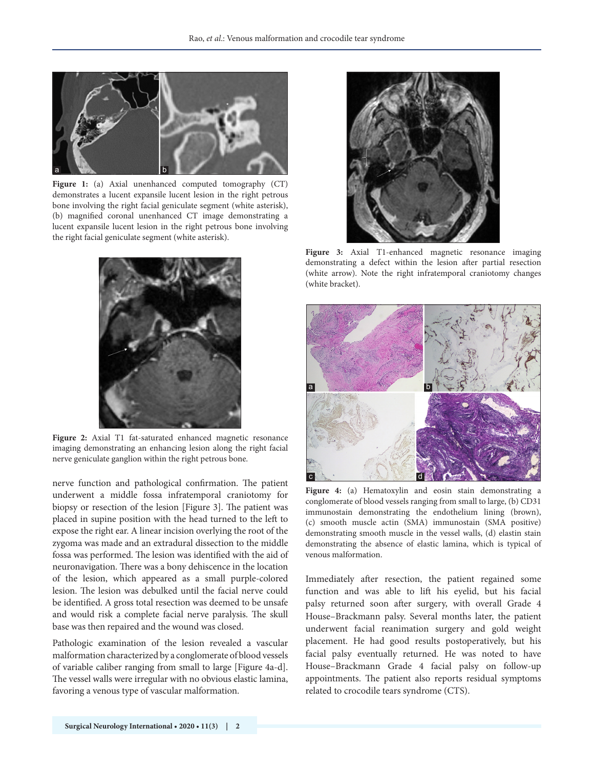**Figure 1:** (a) Axial unenhanced computed tomography (CT) demonstrates a lucent expansile lucent lesion in the right petrous bone involving the right facial geniculate segment (white asterisk), (b) magnified coronal unenhanced CT image demonstrating a lucent expansile lucent lesion in the right petrous bone involving the right facial geniculate segment (white asterisk).

**Figure 2:** Axial T1 fat-saturated enhanced magnetic resonance imaging demonstrating an enhancing lesion along the right facial nerve geniculate ganglion within the right petrous bone.

nerve function and pathological confirmation. The patient underwent a middle fossa infratemporal craniotomy for biopsy or resection of the lesion [Figure 3]. The patient was placed in supine position with the head turned to the left to expose the right ear. A linear incision overlying the root of the zygoma was made and an extradural dissection to the middle fossa was performed. The lesion was identified with the aid of neuronavigation. There was a bony dehiscence in the location of the lesion, which appeared as a small purple-colored lesion. The lesion was debulked until the facial nerve could be identified. A gross total resection was deemed to be unsafe and would risk a complete facial nerve paralysis. The skull base was then repaired and the wound was closed.

Pathologic examination of the lesion revealed a vascular malformation characterized by a conglomerate of blood vessels of variable caliber ranging from small to large [Figure 4a-d]. The vessel walls were irregular with no obvious elastic lamina, favoring a venous type of vascular malformation.

**Figure 3:** Axial T1-enhanced magnetic resonance imaging demonstrating a defect within the lesion after partial resection (white arrow). Note the right infratemporal craniotomy changes (white bracket).

**Figure 4:** (a) Hematoxylin and eosin stain demonstrating a conglomerate of blood vessels ranging from small to large, (b) CD31 immunostain demonstrating the endothelium lining (brown), (c) smooth muscle actin (SMA) immunostain (SMA positive) demonstrating smooth muscle in the vessel walls, (d) elastin stain demonstrating the absence of elastic lamina, which is typical of venous malformation.

Immediately after resection, the patient regained some function and was able to lift his eyelid, but his facial palsy returned soon after surgery, with overall Grade 4 House–Brackmann palsy. Several months later, the patient underwent facial reanimation surgery and gold weight placement. He had good results postoperatively, but his facial palsy eventually returned. He was noted to have House–Brackmann Grade 4 facial palsy on follow-up appointments. The patient also reports residual symptoms related to crocodile tears syndrome (CTS).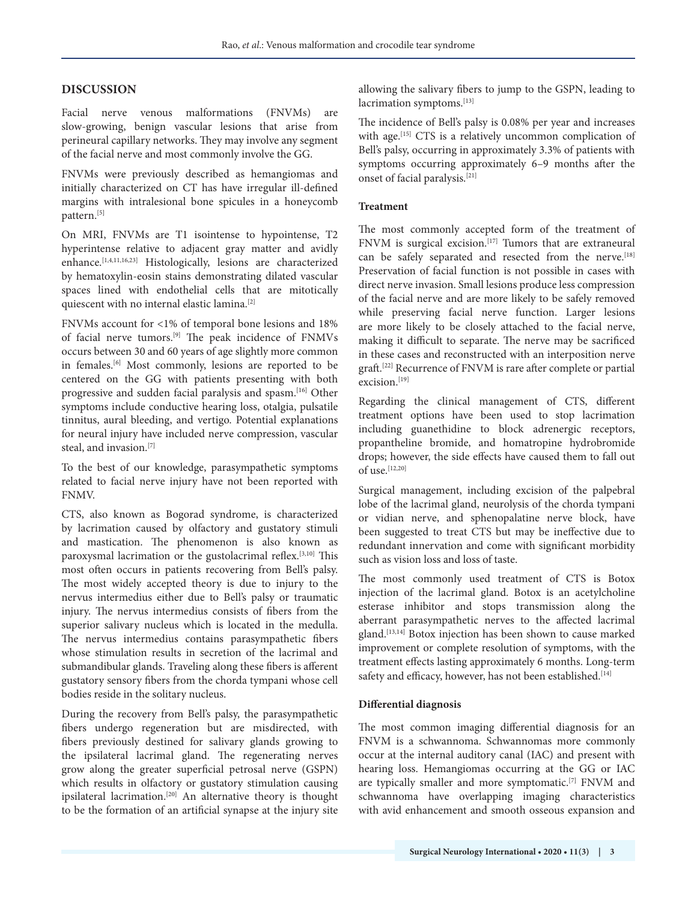## DISCUSSION

Facial nerve venous malformations (FNVMs) are slow-growing, benign vascular lesions that arise from perineural capillary networks. They may involve any segment of the facial nerve and most commonly involve the GG.

FNVMs were previously described as hemangiomas and initially characterized on CT has have irregular ill-defined margins with intralesional bone spicules in a honeycomb pattern.[5]

On MRI, FNVMs are T1 isointense to hypointense, T2 hyperintense relative to adjacent gray matter and avidly enhance.[1,4,11,16,23] Histologically, lesions are characterized by hematoxylin-eosin stains demonstrating dilated vascular spaces lined with endothelial cells that are mitotically quiescent with no internal elastic lamina.[2]

FNVMs account for <1% of temporal bone lesions and 18% of facial nerve tumors.[9] The peak incidence of FNMVs occurs between 30 and 60 years of age slightly more common in females.[6] Most commonly, lesions are reported to be centered on the GG with patients presenting with both progressive and sudden facial paralysis and spasm.[16] Other symptoms include conductive hearing loss, otalgia, pulsatile tinnitus, aural bleeding, and vertigo. Potential explanations for neural injury have included nerve compression, vascular steal, and invasion.[7]

To the best of our knowledge, parasympathetic symptoms related to facial nerve injury have not been reported with FNMV.

CTS, also known as Bogorad syndrome, is characterized by lacrimation caused by olfactory and gustatory stimuli and mastication. The phenomenon is also known as paroxysmal lacrimation or the gustolacrimal reflex.[3,10] This most often occurs in patients recovering from Bell's palsy. The most widely accepted theory is due to injury to the nervus intermedius either due to Bell's palsy or traumatic injury. The nervus intermedius consists of fibers from the superior salivary nucleus which is located in the medulla. The nervus intermedius contains parasympathetic fibers whose stimulation results in secretion of the lacrimal and submandibular glands. Traveling along these fibers is afferent gustatory sensory fibers from the chorda tympani whose cell bodies reside in the solitary nucleus.

During the recovery from Bell's palsy, the parasympathetic fibers undergo regeneration but are misdirected, with fibers previously destined for salivary glands growing to the ipsilateral lacrimal gland. The regenerating nerves grow along the greater superficial petrosal nerve (GSPN) which results in olfactory or gustatory stimulation causing ipsilateral lacrimation.[20] An alternative theory is thought to be the formation of an artificial synapse at the injury site allowing the salivary fibers to jump to the GSPN, leading to lacrimation symptoms.[13]

The incidence of Bell's palsy is 0.08% per year and increases with age.[15] CTS is a relatively uncommon complication of Bell's palsy, occurring in approximately 3.3% of patients with symptoms occurring approximately 6–9 months after the onset of facial paralysis.[21]

### Treatment

The most commonly accepted form of the treatment of FNVM is surgical excision.[17] Tumors that are extraneural can be safely separated and resected from the nerve.[18] Preservation of facial function is not possible in cases with direct nerve invasion. Small lesions produce less compression of the facial nerve and are more likely to be safely removed while preserving facial nerve function. Larger lesions are more likely to be closely attached to the facial nerve, making it difficult to separate. The nerve may be sacrificed in these cases and reconstructed with an interposition nerve graft.[22] Recurrence of FNVM is rare after complete or partial excision.[19]

Regarding the clinical management of CTS, different treatment options have been used to stop lacrimation including guanethidine to block adrenergic receptors, propantheline bromide, and homatropine hydrobromide drops; however, the side effects have caused them to fall out of use.[12,20]

Surgical management, including excision of the palpebral lobe of the lacrimal gland, neurolysis of the chorda tympani or vidian nerve, and sphenopalatine nerve block, have been suggested to treat CTS but may be ineffective due to redundant innervation and come with significant morbidity such as vision loss and loss of taste.

The most commonly used treatment of CTS is Botox injection of the lacrimal gland. Botox is an acetylcholine esterase inhibitor and stops transmission along the aberrant parasympathetic nerves to the affected lacrimal gland.[13,14] Botox injection has been shown to cause marked improvement or complete resolution of symptoms, with the treatment effects lasting approximately 6 months. Long-term safety and efficacy, however, has not been established.[14]

### Differential diagnosis

The most common imaging differential diagnosis for an FNVM is a schwannoma. Schwannomas more commonly occur at the internal auditory canal (IAC) and present with hearing loss. Hemangiomas occurring at the GG or IAC are typically smaller and more symptomatic.[7] FNVM and schwannoma have overlapping imaging characteristics with avid enhancement and smooth osseous expansion and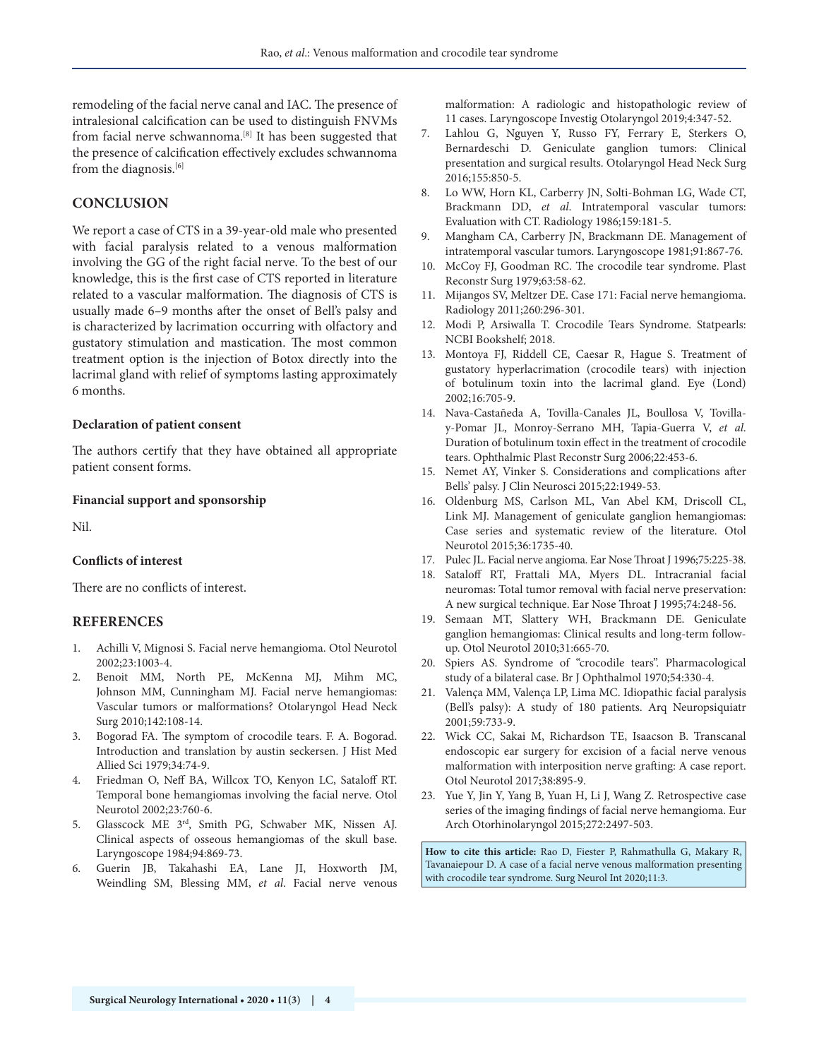remodeling of the facial nerve canal and IAC. The presence of intralesional calcification can be used to distinguish FNVMs from facial nerve schwannoma.[8] It has been suggested that the presence of calcification effectively excludes schwannoma from the diagnosis.[6]

## CONCLUSION

We report a case of CTS in a 39-year-old male who presented with facial paralysis related to a venous malformation involving the GG of the right facial nerve. To the best of our knowledge, this is the first case of CTS reported in literature related to a vascular malformation. The diagnosis of CTS is usually made 6–9 months after the onset of Bell's palsy and is characterized by lacrimation occurring with olfactory and gustatory stimulation and mastication. The most common treatment option is the injection of Botox directly into the lacrimal gland with relief of symptoms lasting approximately 6 months.

### Declaration of patient consent

The authors certify that they have obtained all appropriate patient consent forms.

### Financial support and sponsorship

Nil.

### Conflicts of interest

There are no conflicts of interest.

## REFERENCES

1. Achilli V, Mignosi S. Facial nerve hemangioma. Otol Neurotol 2002;23:1003-4.
2. Benoit MM, North PE, McKenna MJ, Mihm MC, Johnson MM, Cunningham MJ. Facial nerve hemangiomas: Vascular tumors or malformations? Otolaryngol Head Neck Surg 2010;142:108-14.
3. Bogorad FA. The symptom of crocodile tears. F. A. Bogorad. Introduction and translation by austin seckersen. J Hist Med Allied Sci 1979;34:74-9.
4. Friedman O, Neff BA, Willcox TO, Kenyon LC, Sataloff RT. Temporal bone hemangiomas involving the facial nerve. Otol Neurotol 2002;23:760-6.
5. Glasscock ME 3rd, Smith PG, Schwaber MK, Nissen AJ. Clinical aspects of osseous hemangiomas of the skull base. Laryngoscope 1984;94:869-73.
6. Guerin JB, Takahashi EA, Lane JI, Hoxworth JM, Weindling SM, Blessing MM, *et al*. Facial nerve venous malformation: A radiologic and histopathologic review of 11 cases. Laryngoscope Investig Otolaryngol 2019;4:347-52.
7. Lahlou G, Nguyen Y, Russo FY, Ferrary E, Sterkers O, Bernardeschi D. Geniculate ganglion tumors: Clinical presentation and surgical results. Otolaryngol Head Neck Surg 2016;155:850-5.
8. Lo WW, Horn KL, Carberry JN, Solti-Bohman LG, Wade CT, Brackmann DD, *et al*. Intratemporal vascular tumors: Evaluation with CT. Radiology 1986;159:181-5.
9. Mangham CA, Carberry JN, Brackmann DE. Management of intratemporal vascular tumors. Laryngoscope 1981;91:867-76.
10. McCoy FJ, Goodman RC. The crocodile tear syndrome. Plast Reconstr Surg 1979;63:58-62.
11. Mijangos SV, Meltzer DE. Case 171: Facial nerve hemangioma. Radiology 2011;260:296-301.
12. Modi P, Arsiwalla T. Crocodile Tears Syndrome. Statpearls: NCBI Bookshelf; 2018.
13. Montoya FJ, Riddell CE, Caesar R, Hague S. Treatment of gustatory hyperlacrimation (crocodile tears) with injection of botulinum toxin into the lacrimal gland. Eye (Lond) 2002;16:705-9.
14. Nava-Castañeda A, Tovilla-Canales JL, Boullosa V, Tovilla-y-Pomar JL, Monroy-Serrano MH, Tapia-Guerra V, *et al*. Duration of botulinum toxin effect in the treatment of crocodile tears. Ophthalmic Plast Reconstr Surg 2006;22:453-6.
15. Nemet AY, Vinker S. Considerations and complications after Bells' palsy. J Clin Neurosci 2015;22:1949-53.
16. Oldenburg MS, Carlson ML, Van Abel KM, Driscoll CL, Link MJ. Management of geniculate ganglion hemangiomas: Case series and systematic review of the literature. Otol Neurotol 2015;36:1735-40.
17. Pulec JL. Facial nerve angioma. Ear Nose Throat J 1996;75:225-38.
18. Sataloff RT, Frattali MA, Myers DL. Intracranial facial neuromas: Total tumor removal with facial nerve preservation: A new surgical technique. Ear Nose Throat J 1995;74:248-56.
19. Semaan MT, Slattery WH, Brackmann DE. Geniculate ganglion hemangiomas: Clinical results and long-term follow-up. Otol Neurotol 2010;31:665-70.
20. Spiers AS. Syndrome of "crocodile tears". Pharmacological study of a bilateral case. Br J Ophthalmol 1970;54:330-4.
21. Valença MM, Valença LP, Lima MC. Idiopathic facial paralysis (Bell's palsy): A study of 180 patients. Arq Neuropsiquiatr 2001;59:733-9.
22. Wick CC, Sakai M, Richardson TE, Isaacson B. Transcanal endoscopic ear surgery for excision of a facial nerve venous malformation with interposition nerve grafting: A case report. Otol Neurotol 2017;38:895-9.
23. Yue Y, Jin Y, Yang B, Yuan H, Li J, Wang Z. Retrospective case series of the imaging findings of facial nerve hemangioma. Eur Arch Otorhinolaryngol 2015;272:2497-503.

**How to cite this article:** Rao D, Fiester P, Rahmathulla G, Makary R, Tavanaiepour D. A case of a facial nerve venous malformation presenting with crocodile tear syndrome. Surg Neurol Int 2020;11:3.